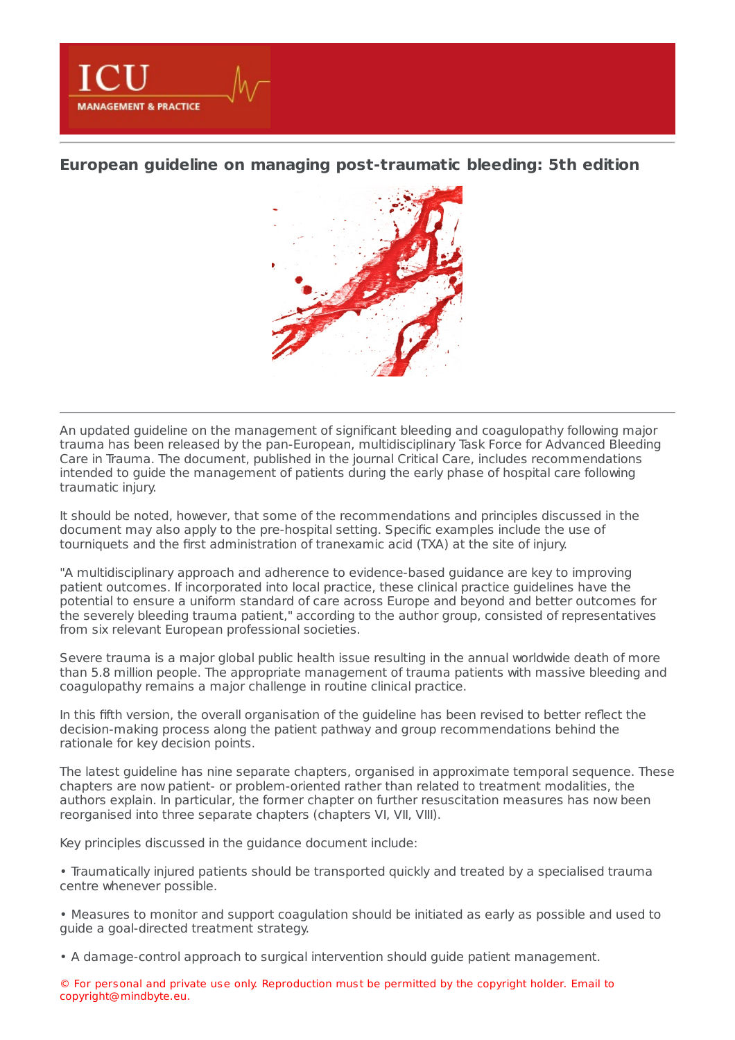# European guideline on managing post-traumatic bleeding: 5th edition

An updated guideline on the management of significant bleeding and coagulopathy following major trauma has been released by the pan-European, multidisciplinary Task Force for Advanced Bleeding Care in Trauma. The document, published in the journal Critical Care, includes recommendations intended to guide the management of patients during the early phase of hospital care following traumatic injury.

It should be noted, however, that some of the recommendations and principles discussed in the document may also apply to the pre-hospital setting. Specific examples include the use of tourniquets and the first administration of tranexamic acid (TXA) at the site of injury.

"A multidisciplinary approach and adherence to evidence-based guidance are key to improving patient outcomes. If incorporated into local practice, these clinical practice guidelines have the potential to ensure a uniform standard of care across Europe and beyond and better outcomes for the severely bleeding trauma patient," according to the author group, consisted of representatives from six relevant European professional societies.

Severe trauma is a major global public health issue resulting in the annual worldwide death of more than 5.8 million people. The appropriate management of trauma patients with massive bleeding and coagulopathy remains a major challenge in routine clinical practice.

In this fifth version, the overall organisation of the guideline has been revised to better reflect the decision-making process along the patient pathway and group recommendations behind the rationale for key decision points.

The latest guideline has nine separate chapters, organised in approximate temporal sequence. These chapters are now patient- or problem-oriented rather than related to treatment modalities, the authors explain. In particular, the former chapter on further resuscitation measures has now been reorganised into three separate chapters (chapters VI, VII, VIII).

Key principles discussed in the guidance document include:

- Traumatically injured patients should be transported quickly and treated by a specialised trauma centre whenever possible.

- Measures to monitor and support coagulation should be initiated as early as possible and used to guide a goal-directed treatment strategy.

- A damage-control approach to surgical intervention should guide patient management.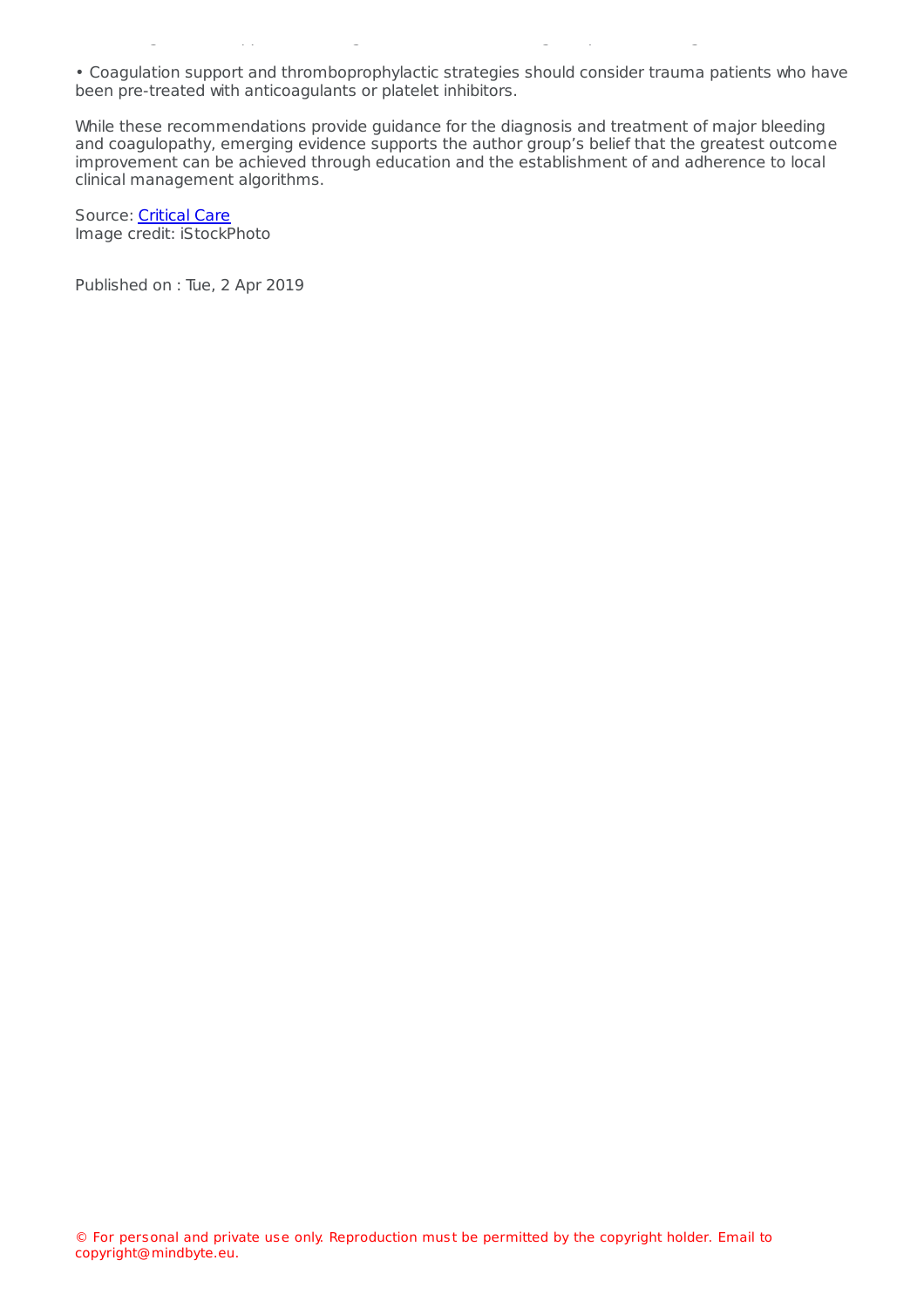• Coagulation support and thromboprophylactic strategies should consider trauma patients who have been pre-treated with anticoagulants or platelet inhibitors.

While these recommendations provide guidance for the diagnosis and treatment of major bleeding and coagulopathy, emerging evidence supports the author group's belief that the greatest outcome improvement can be achieved through education and the establishment of and adherence to local clinical management algorithms.

Source: Critical Care
Image credit: iStockPhoto

Published on : Tue, 2 Apr 2019

© For personal and private use only. Reproduction must be permitted by the copyright holder. Email to copyright@mindbyte.eu.